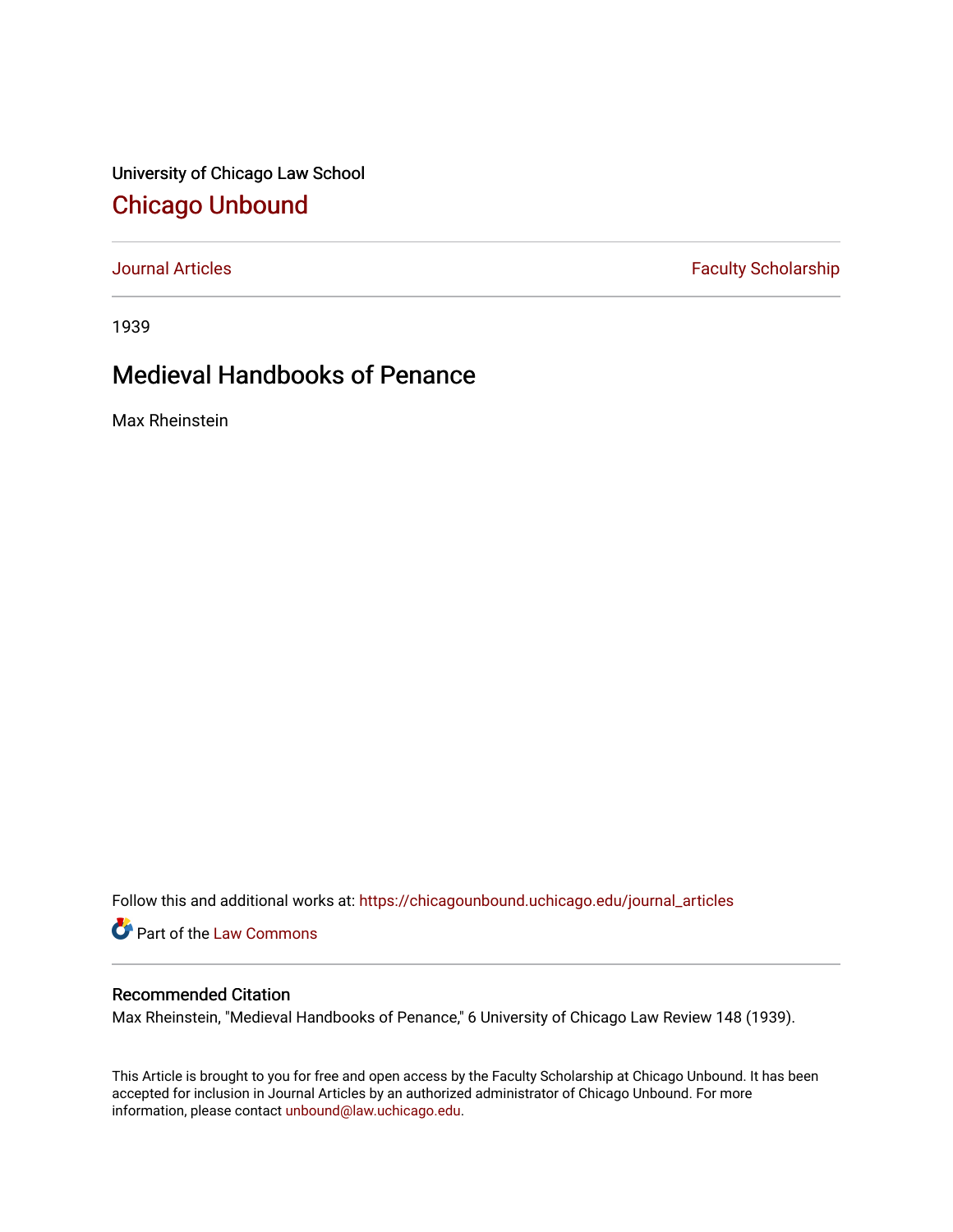University of Chicago Law School

# Chicago Unbound

Journal Articles | Faculty Scholarship

1939

## Medieval Handbooks of Penance

Max Rheinstein

Follow this and additional works at: https://chicagounbound.uchicago.edu/journal_articles

Part of the Law Commons

### Recommended Citation

Max Rheinstein, "Medieval Handbooks of Penance," 6 University of Chicago Law Review 148 (1939).

This Article is brought to you for free and open access by the Faculty Scholarship at Chicago Unbound. It has been accepted for inclusion in Journal Articles by an authorized administrator of Chicago Unbound. For more information, please contact unbound@law.uchicago.edu.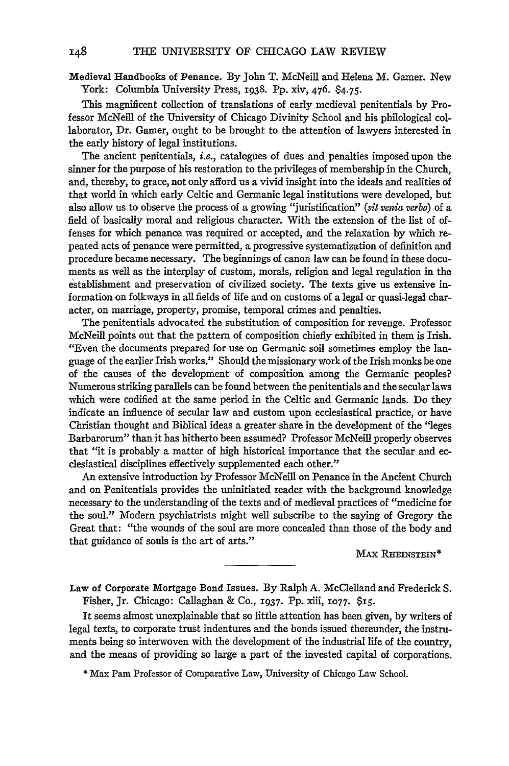**Medieval Handbooks of Penance.** By John T. McNeill and Helena M. Gamer. New York: Columbia University Press, 1938. Pp. xiv, 476. $4.75.

This magnificent collection of translations of early medieval penitentials by Professor McNeill of the University of Chicago Divinity School and his philological collaborator, Dr. Gamer, ought to be brought to the attention of lawyers interested in the early history of legal institutions.

The ancient penitentials, *i.e.*, catalogues of dues and penalties imposed upon the sinner for the purpose of his restoration to the privileges of membership in the Church, and, thereby, to grace, not only afford us a vivid insight into the ideals and realities of that world in which early Celtic and Germanic legal institutions were developed, but also allow us to observe the process of a growing "juristification" (*sit venia verbo*) of a field of basically moral and religious character. With the extension of the list of offenses for which penance was required or accepted, and the relaxation by which repeated acts of penance were permitted, a progressive systematization of definition and procedure became necessary. The beginnings of canon law can be found in these documents as well as the interplay of custom, morals, religion and legal regulation in the establishment and preservation of civilized society. The texts give us extensive information on folkways in all fields of life and on customs of a legal or quasi-legal character, on marriage, property, promise, temporal crimes and penalties.

The penitentials advocated the substitution of composition for revenge. Professor McNeill points out that the pattern of composition chiefly exhibited in them is Irish. "Even the documents prepared for use on Germanic soil sometimes employ the language of the earlier Irish works." Should the missionary work of the Irish monks be one of the causes of the development of composition among the Germanic peoples? Numerous striking parallels can be found between the penitentials and the secular laws which were codified at the same period in the Celtic and Germanic lands. Do they indicate an influence of secular law and custom upon ecclesiastical practice, or have Christian thought and Biblical ideas a greater share in the development of the "leges Barbarorum" than it has hitherto been assumed? Professor McNeill properly observes that "it is probably a matter of high historical importance that the secular and ecclesiastical disciplines effectively supplemented each other."

An extensive introduction by Professor McNeill on Penance in the Ancient Church and on Penitentials provides the uninitiated reader with the background knowledge necessary to the understanding of the texts and of medieval practices of "medicine for the soul." Modern psychiatrists might well subscribe to the saying of Gregory the Great that: "the wounds of the soul are more concealed than those of the body and that guidance of souls is the art of arts."

MAX RHEINSTEIN*

---

**Law of Corporate Mortgage Bond Issues.** By Ralph A. McClelland and Frederick S. Fisher, Jr. Chicago: Callaghan & Co., 1937. Pp. xiii, 1077. $15.

It seems almost unexplainable that so little attention has been given, by writers of legal texts, to corporate trust indentures and the bonds issued thereunder, the instruments being so interwoven with the development of the industrial life of the country, and the means of providing so large a part of the invested capital of corporations.

\* Max Pam Professor of Comparative Law, University of Chicago Law School.